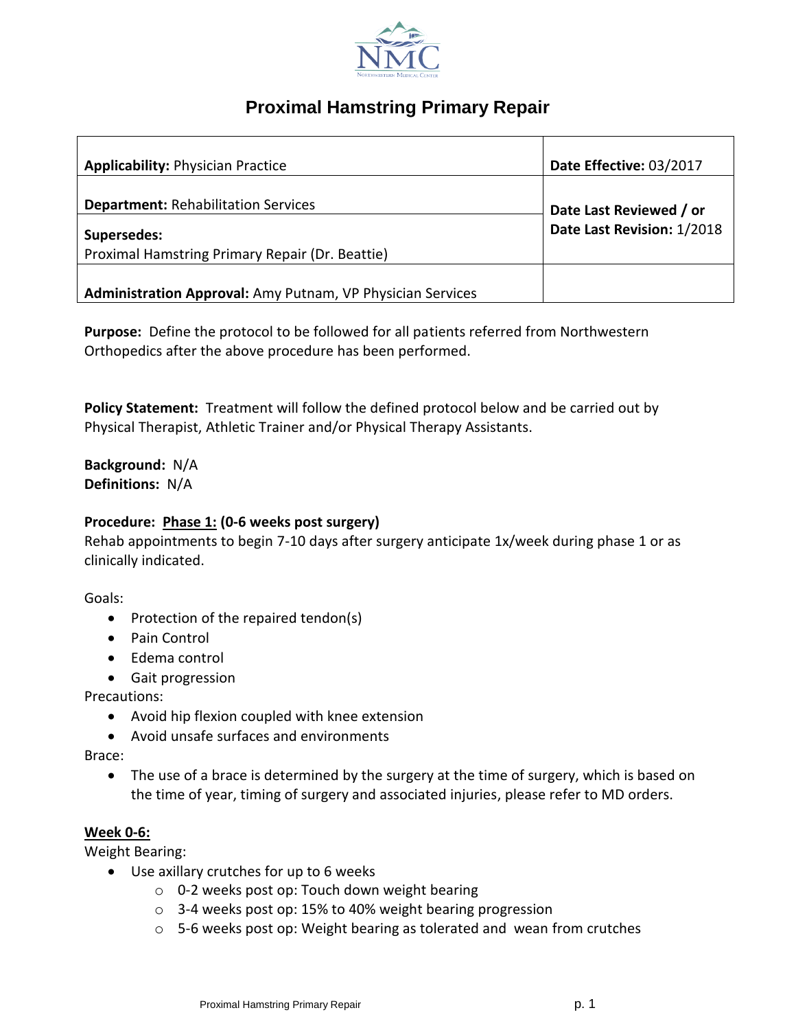# Proximal Hamstring Primary Repair

| Applicability: Physician Practice | Date Effective: 03/2017 |
|---|---|
| **Department:** Rehabilitation Services | **Date Last Reviewed / or Date Last Revision:** 1/2018 |
| **Supersedes:** Proximal Hamstring Primary Repair (Dr. Beattie) | |
| **Administration Approval:** Amy Putnam, VP Physician Services | |

**Purpose:** Define the protocol to be followed for all patients referred from Northwestern Orthopedics after the above procedure has been performed.

**Policy Statement:** Treatment will follow the defined protocol below and be carried out by Physical Therapist, Athletic Trainer and/or Physical Therapy Assistants.

**Background:** N/A
**Definitions:** N/A

**Procedure: Phase 1: (0-6 weeks post surgery)**
Rehab appointments to begin 7-10 days after surgery anticipate 1x/week during phase 1 or as clinically indicated.

Goals:

- Protection of the repaired tendon(s)
- Pain Control
- Edema control
- Gait progression

Precautions:

- Avoid hip flexion coupled with knee extension
- Avoid unsafe surfaces and environments

Brace:

- The use of a brace is determined by the surgery at the time of surgery, which is based on the time of year, timing of surgery and associated injuries, please refer to MD orders.

**Week 0-6:**
Weight Bearing:

- Use axillary crutches for up to 6 weeks
  - 0-2 weeks post op: Touch down weight bearing
  - 3-4 weeks post op: 15% to 40% weight bearing progression
  - 5-6 weeks post op: Weight bearing as tolerated and wean from crutches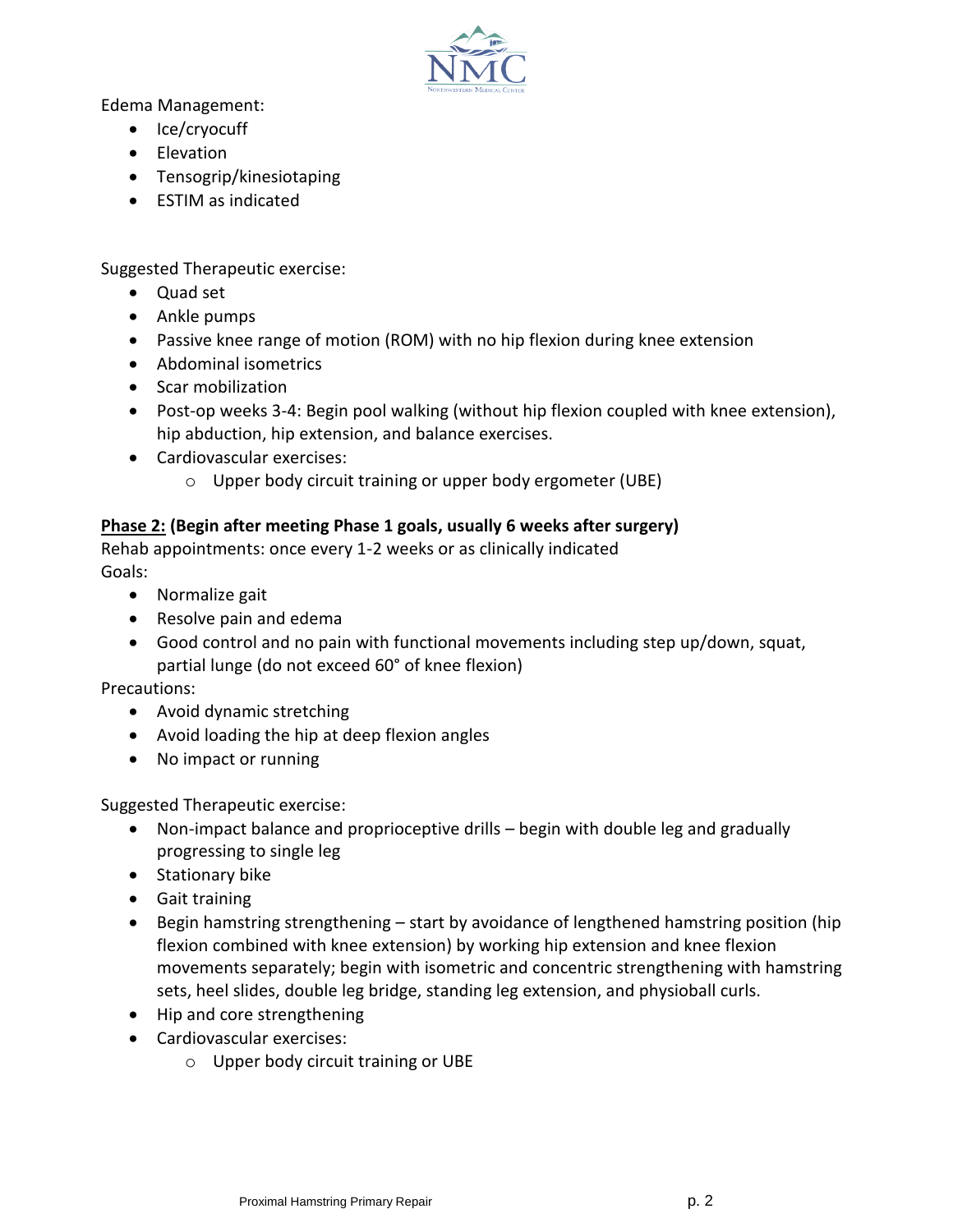Edema Management:

- Ice/cryocuff
- Elevation
- Tensogrip/kinesiotaping
- ESTIM as indicated

Suggested Therapeutic exercise:

- Quad set
- Ankle pumps
- Passive knee range of motion (ROM) with no hip flexion during knee extension
- Abdominal isometrics
- Scar mobilization
- Post-op weeks 3-4: Begin pool walking (without hip flexion coupled with knee extension), hip abduction, hip extension, and balance exercises.
- Cardiovascular exercises:
  - Upper body circuit training or upper body ergometer (UBE)

**<u>Phase 2:</u> (Begin after meeting Phase 1 goals, usually 6 weeks after surgery)**

Rehab appointments: once every 1-2 weeks or as clinically indicated

Goals:

- Normalize gait
- Resolve pain and edema
- Good control and no pain with functional movements including step up/down, squat, partial lunge (do not exceed 60° of knee flexion)

Precautions:

- Avoid dynamic stretching
- Avoid loading the hip at deep flexion angles
- No impact or running

Suggested Therapeutic exercise:

- Non-impact balance and proprioceptive drills – begin with double leg and gradually progressing to single leg
- Stationary bike
- Gait training
- Begin hamstring strengthening – start by avoidance of lengthened hamstring position (hip flexion combined with knee extension) by working hip extension and knee flexion movements separately; begin with isometric and concentric strengthening with hamstring sets, heel slides, double leg bridge, standing leg extension, and physioball curls.
- Hip and core strengthening
- Cardiovascular exercises:
  - Upper body circuit training or UBE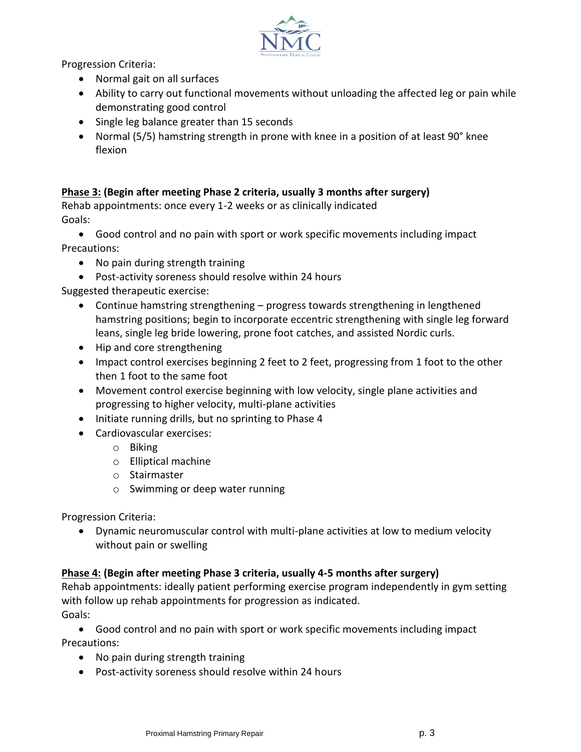Progression Criteria:

- Normal gait on all surfaces
- Ability to carry out functional movements without unloading the affected leg or pain while demonstrating good control
- Single leg balance greater than 15 seconds
- Normal (5/5) hamstring strength in prone with knee in a position of at least 90° knee flexion

**<u>Phase 3:</u> (Begin after meeting Phase 2 criteria, usually 3 months after surgery)**

Rehab appointments: once every 1-2 weeks or as clinically indicated

Goals:

- Good control and no pain with sport or work specific movements including impact

Precautions:

- No pain during strength training
- Post-activity soreness should resolve within 24 hours

Suggested therapeutic exercise:

- Continue hamstring strengthening – progress towards strengthening in lengthened hamstring positions; begin to incorporate eccentric strengthening with single leg forward leans, single leg bride lowering, prone foot catches, and assisted Nordic curls.
- Hip and core strengthening
- Impact control exercises beginning 2 feet to 2 feet, progressing from 1 foot to the other then 1 foot to the same foot
- Movement control exercise beginning with low velocity, single plane activities and progressing to higher velocity, multi-plane activities
- Initiate running drills, but no sprinting to Phase 4
- Cardiovascular exercises:
    - Biking
    - Elliptical machine
    - Stairmaster
    - Swimming or deep water running

Progression Criteria:

- Dynamic neuromuscular control with multi-plane activities at low to medium velocity without pain or swelling

**<u>Phase 4:</u> (Begin after meeting Phase 3 criteria, usually 4-5 months after surgery)**

Rehab appointments: ideally patient performing exercise program independently in gym setting with follow up rehab appointments for progression as indicated.

Goals:

- Good control and no pain with sport or work specific movements including impact

Precautions:

- No pain during strength training
- Post-activity soreness should resolve within 24 hours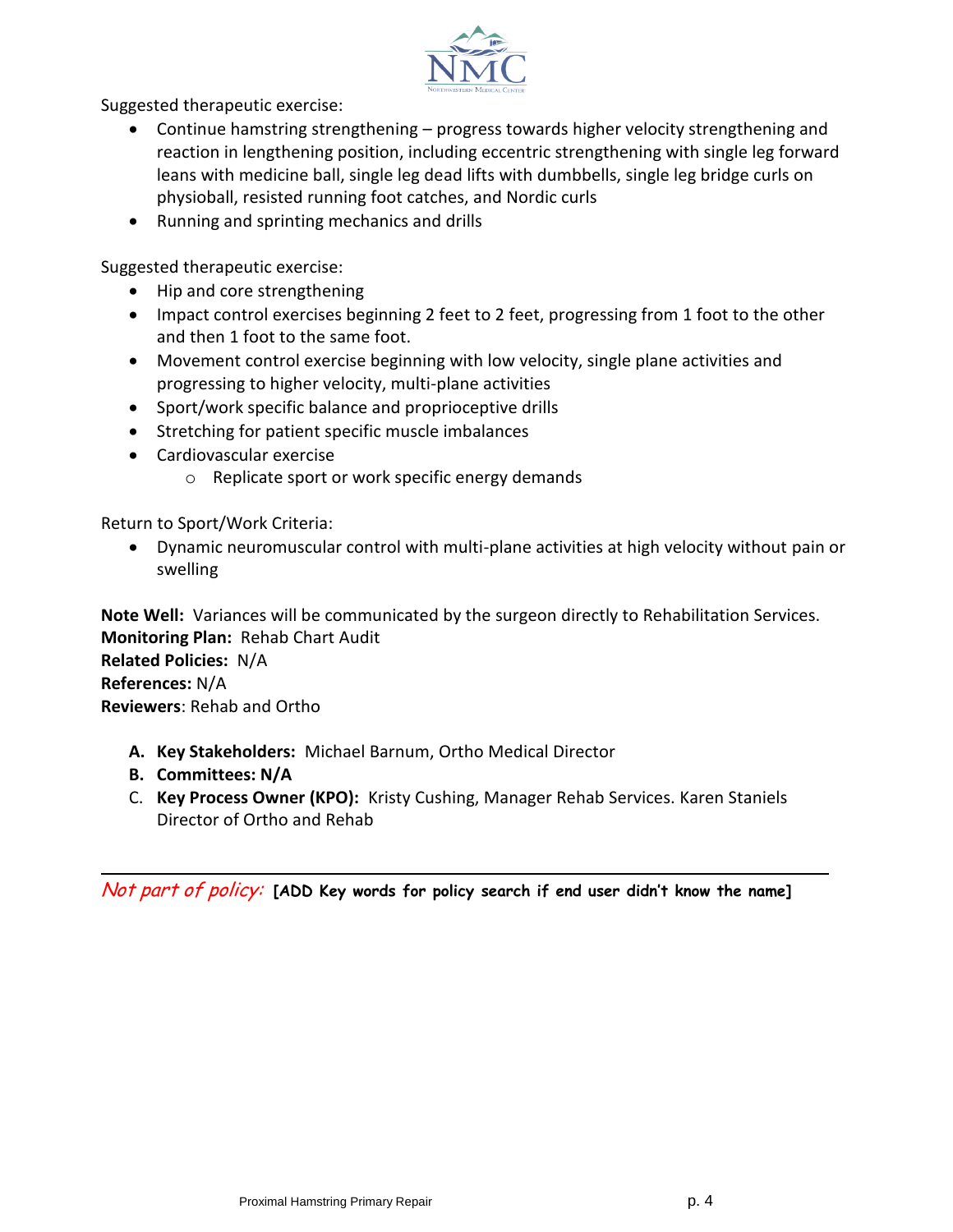Suggested therapeutic exercise:

- Continue hamstring strengthening – progress towards higher velocity strengthening and reaction in lengthening position, including eccentric strengthening with single leg forward leans with medicine ball, single leg dead lifts with dumbbells, single leg bridge curls on physioball, resisted running foot catches, and Nordic curls
- Running and sprinting mechanics and drills

Suggested therapeutic exercise:

- Hip and core strengthening
- Impact control exercises beginning 2 feet to 2 feet, progressing from 1 foot to the other and then 1 foot to the same foot.
- Movement control exercise beginning with low velocity, single plane activities and progressing to higher velocity, multi-plane activities
- Sport/work specific balance and proprioceptive drills
- Stretching for patient specific muscle imbalances
- Cardiovascular exercise
    - Replicate sport or work specific energy demands

Return to Sport/Work Criteria:

- Dynamic neuromuscular control with multi-plane activities at high velocity without pain or swelling

**Note Well:** Variances will be communicated by the surgeon directly to Rehabilitation Services.
**Monitoring Plan:** Rehab Chart Audit
**Related Policies:** N/A
**References:** N/A
**Reviewers**: Rehab and Ortho

A. **Key Stakeholders:** Michael Barnum, Ortho Medical Director
B. **Committees: N/A**
C. **Key Process Owner (KPO):** Kristy Cushing, Manager Rehab Services. Karen Staniels Director of Ortho and Rehab

---

*Not part of policy:* **[ADD Key words for policy search if end user didn't know the name]**